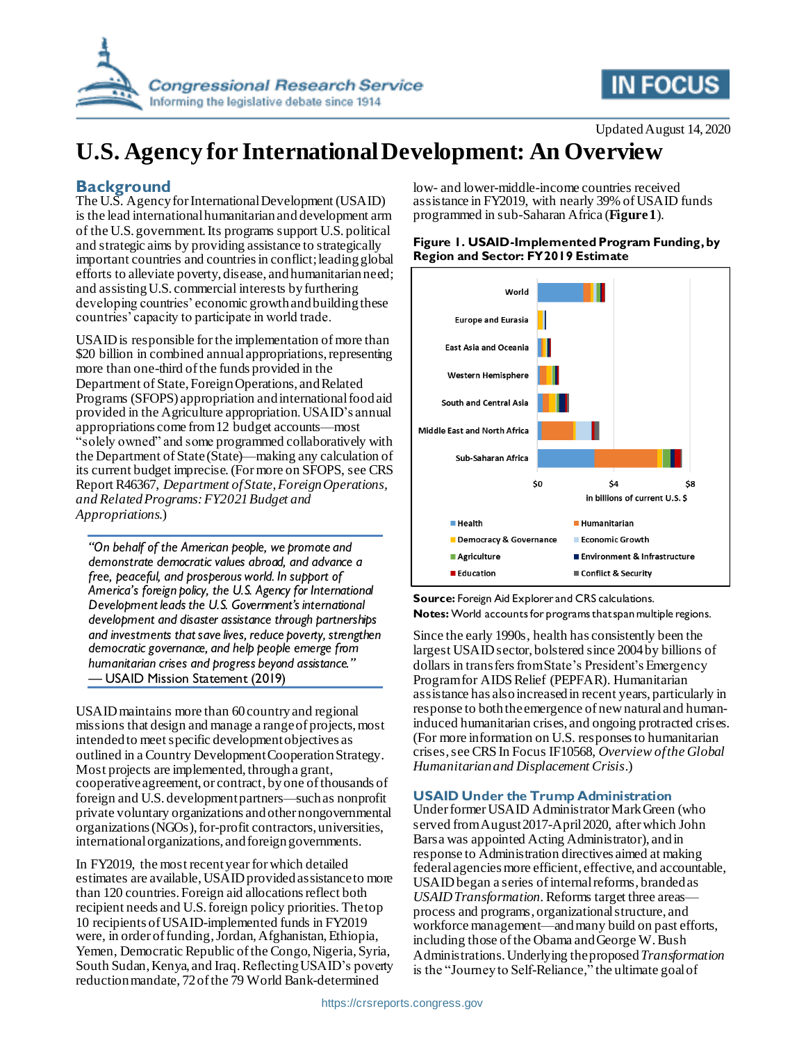# U.S. Agency for International Development: An Overview

Updated August 14, 2020

## Background

The U.S. Agency for International Development (USAID) is the lead international humanitarian and development arm of the U.S. government. Its programs support U.S. political and strategic aims by providing assistance to strategically important countries and countries in conflict; leading global efforts to alleviate poverty, disease, and humanitarian need; and assisting U.S. commercial interests by furthering developing countries' economic growth and building these countries' capacity to participate in world trade.

USAID is responsible for the implementation of more than $20 billion in combined annual appropriations, representing more than one-third of the funds provided in the Department of State, Foreign Operations, and Related Programs (SFOPS) appropriation and international food aid provided in the Agriculture appropriation. USAID's annual appropriations come from 12 budget accounts—most "solely owned" and some programmed collaboratively with the Department of State (State)—making any calculation of its current budget imprecise. (For more on SFOPS, see CRS Report R46367, *Department of State, Foreign Operations, and Related Programs: FY2021 Budget and Appropriations*.)

> *"On behalf of the American people, we promote and demonstrate democratic values abroad, and advance a free, peaceful, and prosperous world. In support of America's foreign policy, the U.S. Agency for International Development leads the U.S. Government's international development and disaster assistance through partnerships and investments that save lives, reduce poverty, strengthen democratic governance, and help people emerge from humanitarian crises and progress beyond assistance."*
> — USAID Mission Statement (2019)

USAID maintains more than 60 country and regional missions that design and manage a range of projects, most intended to meet specific development objectives as outlined in a Country Development Cooperation Strategy. Most projects are implemented, through a grant, cooperative agreement, or contract, by one of thousands of foreign and U.S. development partners—such as nonprofit private voluntary organizations and other nongovernmental organizations (NGOs), for-profit contractors, universities, international organizations, and foreign governments.

In FY2019, the most recent year for which detailed estimates are available, USAID provided assistance to more than 120 countries. Foreign aid allocations reflect both recipient needs and U.S. foreign policy priorities. The top 10 recipients of USAID-implemented funds in FY2019 were, in order of funding, Jordan, Afghanistan, Ethiopia, Yemen, Democratic Republic of the Congo, Nigeria, Syria, South Sudan, Kenya, and Iraq. Reflecting USAID's poverty reduction mandate, 72 of the 79 World Bank-determined low- and lower-middle-income countries received assistance in FY2019, with nearly 39% of USAID funds programmed in sub-Saharan Africa (**Figure 1**).

**Figure 1. USAID-Implemented Program Funding, by Region and Sector: FY2019 Estimate**

**Source:** Foreign Aid Explorer and CRS calculations.

**Notes:** World accounts for programs that span multiple regions.

Since the early 1990s, health has consistently been the largest USAID sector, bolstered since 2004 by billions of dollars in transfers from State's President's Emergency Program for AIDS Relief (PEPFAR). Humanitarian assistance has also increased in recent years, particularly in response to both the emergence of new natural and human-induced humanitarian crises, and ongoing protracted crises. (For more information on U.S. responses to humanitarian crises, see CRS In Focus IF10568, *Overview of the Global Humanitarian and Displacement Crisis*.)

## USAID Under the Trump Administration

Under former USAID Administrator Mark Green (who served from August 2017-April 2020, after which John Barsa was appointed Acting Administrator), and in response to Administration directives aimed at making federal agencies more efficient, effective, and accountable, USAID began a series of internal reforms, branded as *USAID Transformation*. Reforms target three areas—process and programs, organizational structure, and workforce management—and many build on past efforts, including those of the Obama and George W. Bush Administrations. Underlying the proposed *Transformation* is the "Journey to Self-Reliance," the ultimate goal of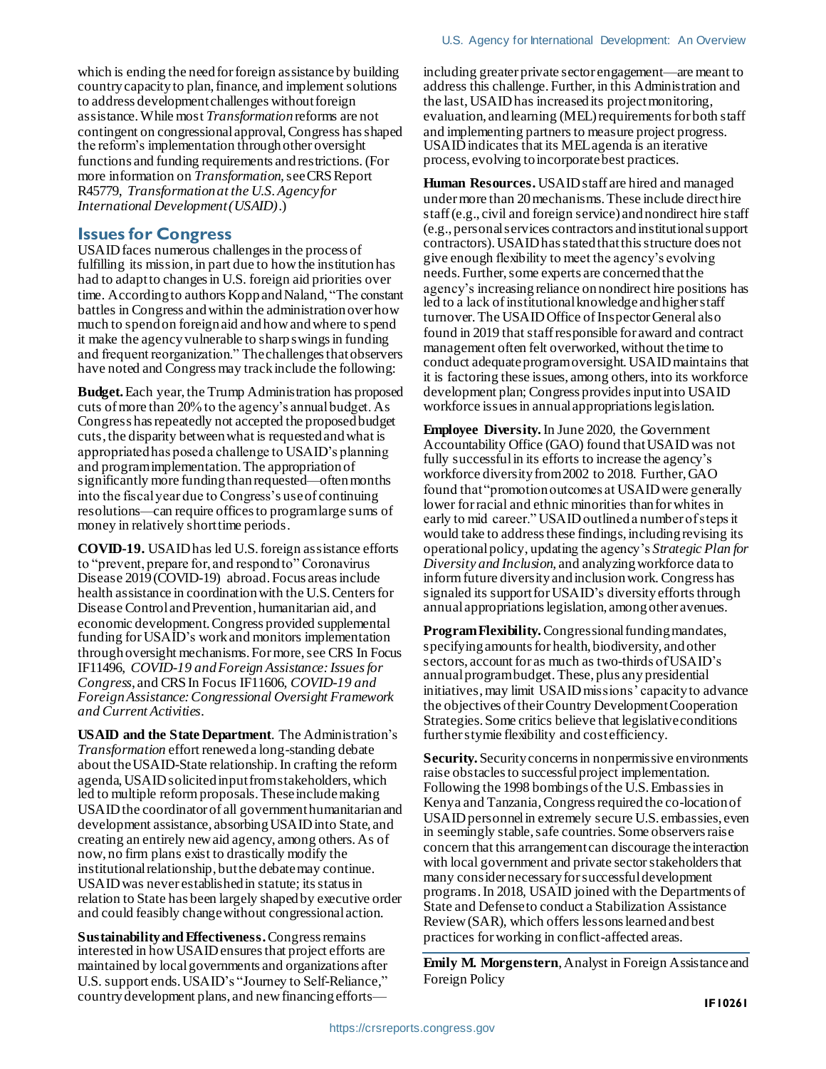which is ending the need for foreign assistance by building country capacity to plan, finance, and implement solutions to address development challenges without foreign assistance. While most *Transformation* reforms are not contingent on congressional approval, Congress has shaped the reform's implementation through other oversight functions and funding requirements and restrictions. (For more information on *Transformation*, see CRS Report R45779, *Transformation at the U.S. Agency for International Development (USAID)*.)

## Issues for Congress

USAID faces numerous challenges in the process of fulfilling its mission, in part due to how the institution has had to adapt to changes in U.S. foreign aid priorities over time. According to authors Kopp and Naland, "The constant battles in Congress and within the administration over how much to spend on foreign aid and how and where to spend it make the agency vulnerable to sharp swings in funding and frequent reorganization." The challenges that observers have noted and Congress may track include the following:

**Budget.** Each year, the Trump Administration has proposed cuts of more than 20% to the agency's annual budget. As Congress has repeatedly not accepted the proposed budget cuts, the disparity between what is requested and what is appropriated has posed a challenge to USAID's planning and program implementation. The appropriation of significantly more funding than requested—often months into the fiscal year due to Congress's use of continuing resolutions—can require offices to program large sums of money in relatively short time periods.

**COVID-19.** USAID has led U.S. foreign assistance efforts to "prevent, prepare for, and respond to" Coronavirus Disease 2019 (COVID-19) abroad. Focus areas include health assistance in coordination with the U.S. Centers for Disease Control and Prevention, humanitarian aid, and economic development. Congress provided supplemental funding for USAID's work and monitors implementation through oversight mechanisms. For more, see CRS In Focus IF11496, *COVID-19 and Foreign Assistance: Issues for Congress*, and CRS In Focus IF11606, *COVID-19 and Foreign Assistance: Congressional Oversight Framework and Current Activities*.

**USAID and the State Department**. The Administration's *Transformation* effort renewed a long-standing debate about the USAID-State relationship. In crafting the reform agenda, USAID solicited input from stakeholders, which led to multiple reform proposals. These include making USAID the coordinator of all government humanitarian and development assistance, absorbing USAID into State, and creating an entirely new aid agency, among others. As of now, no firm plans exist to drastically modify the institutional relationship, but the debate may continue. USAID was never established in statute; its status in relation to State has been largely shaped by executive order and could feasibly change without congressional action.

**Sustainability and Effectiveness.** Congress remains interested in how USAID ensures that project efforts are maintained by local governments and organizations after U.S. support ends. USAID's "Journey to Self-Reliance," country development plans, and new financing efforts—including greater private sector engagement—are meant to address this challenge. Further, in this Administration and the last, USAID has increased its project monitoring, evaluation, and learning (MEL) requirements for both staff and implementing partners to measure project progress. USAID indicates that its MEL agenda is an iterative process, evolving to incorporate best practices.

**Human Resources.** USAID staff are hired and managed under more than 20 mechanisms. These include direct hire staff (e.g., civil and foreign service) and nondirect hire staff (e.g., personal services contractors and institutional support contractors). USAID has stated that this structure does not give enough flexibility to meet the agency's evolving needs. Further, some experts are concerned that the agency's increasing reliance on nondirect hire positions has led to a lack of institutional knowledge and higher staff turnover. The USAID Office of Inspector General also found in 2019 that staff responsible for award and contract management often felt overworked, without the time to conduct adequate program oversight. USAID maintains that it is factoring these issues, among others, into its workforce development plan; Congress provides input into USAID workforce issues in annual appropriations legislation.

**Employee Diversity.** In June 2020, the Government Accountability Office (GAO) found that USAID was not fully successful in its efforts to increase the agency's workforce diversity from 2002 to 2018. Further, GAO found that "promotion outcomes at USAID were generally lower for racial and ethnic minorities than for whites in early to mid career." USAID outlined a number of steps it would take to address these findings, including revising its operational policy, updating the agency's *Strategic Plan for Diversity and Inclusion*, and analyzing workforce data to inform future diversity and inclusion work. Congress has signaled its support for USAID's diversity efforts through annual appropriations legislation, among other avenues.

**Program Flexibility.** Congressional funding mandates, specifying amounts for health, biodiversity, and other sectors, account for as much as two-thirds of USAID's annual program budget. These, plus any presidential initiatives, may limit USAID missions' capacity to advance the objectives of their Country Development Cooperation Strategies. Some critics believe that legislative conditions further stymie flexibility and cost efficiency.

**Security.** Security concerns in nonpermissive environments raise obstacles to successful project implementation. Following the 1998 bombings of the U.S. Embassies in Kenya and Tanzania, Congress required the co-location of USAID personnel in extremely secure U.S. embassies, even in seemingly stable, safe countries. Some observers raise concern that this arrangement can discourage the interaction with local government and private sector stakeholders that many consider necessary for successful development programs. In 2018, USAID joined with the Departments of State and Defense to conduct a Stabilization Assistance Review (SAR), which offers lessons learned and best practices for working in conflict-affected areas.

---

**Emily M. Morgenstern**, Analyst in Foreign Assistance and Foreign Policy

IF10261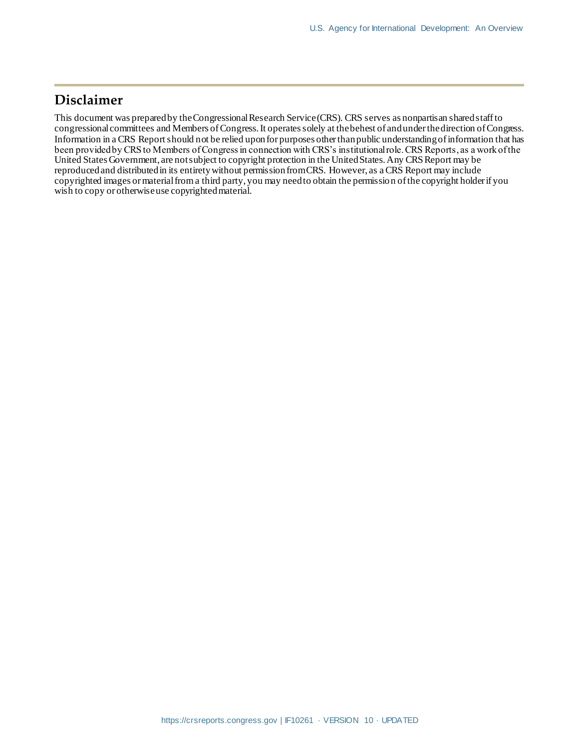## Disclaimer

This document was prepared by the Congressional Research Service (CRS). CRS serves as nonpartisan shared staff to congressional committees and Members of Congress. It operates solely at the behest of and under the direction of Congress. Information in a CRS Report should not be relied upon for purposes other than public understanding of information that has been provided by CRS to Members of Congress in connection with CRS's institutional role. CRS Reports, as a work of the United States Government, are not subject to copyright protection in the United States. Any CRS Report may be reproduced and distributed in its entirety without permission from CRS. However, as a CRS Report may include copyrighted images or material from a third party, you may need to obtain the permission of the copyright holder if you wish to copy or otherwise use copyrighted material.